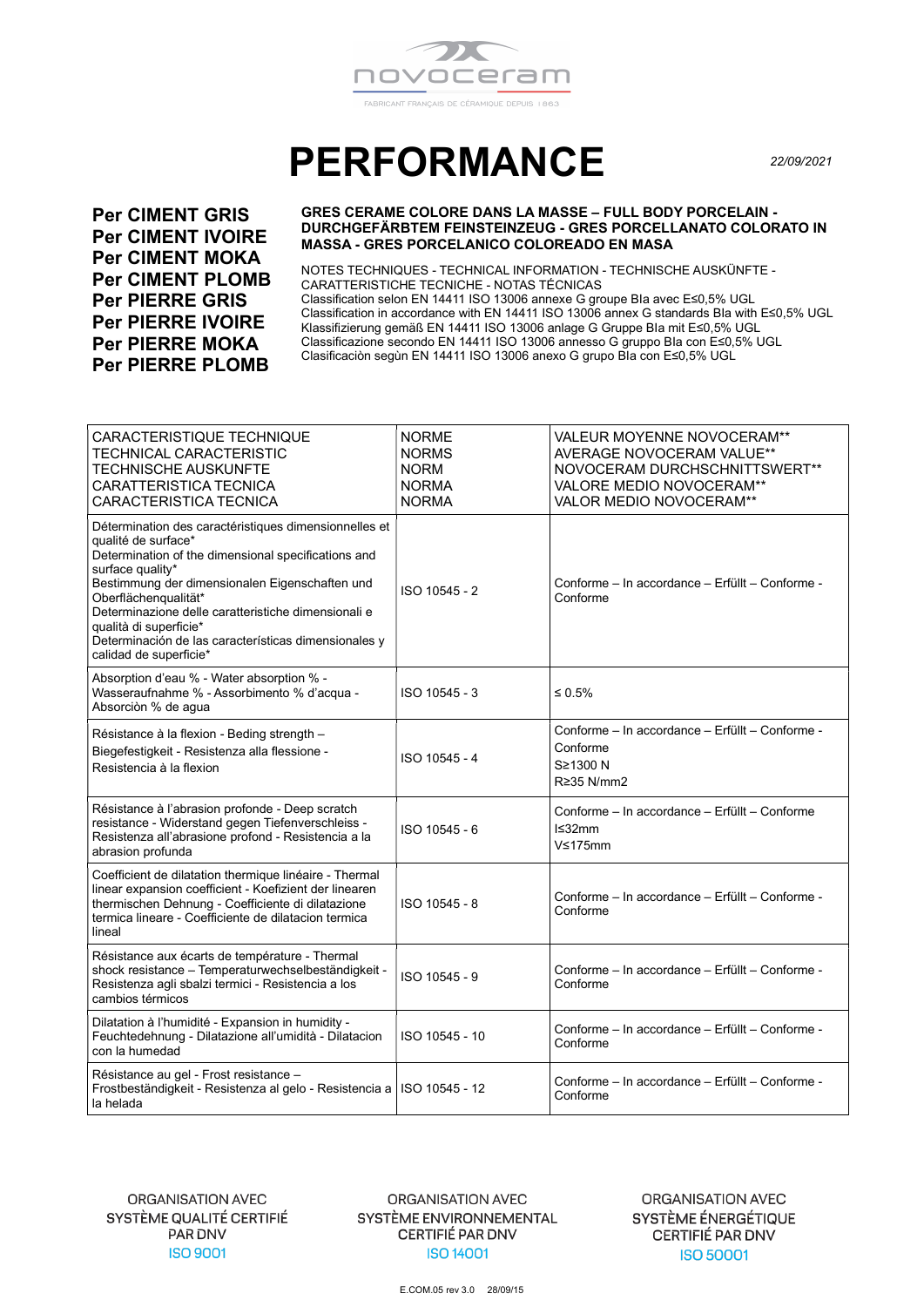novoceram

FABRICANT FRANÇAIS DE CÉRAMIQUE DEPUIS 1863

# PERFORMANCE

*22/09/2021*

**Per CIMENT GRIS**
**Per CIMENT IVOIRE**
**Per CIMENT MOKA**
**Per CIMENT PLOMB**
**Per PIERRE GRIS**
**Per PIERRE IVOIRE**
**Per PIERRE MOKA**
**Per PIERRE PLOMB**

**GRES CERAME COLORE DANS LA MASSE – FULL BODY PORCELAIN - DURCHGEFÄRBTEM FEINSTEINZEUG - GRES PORCELLANATO COLORATO IN MASSA - GRES PORCELANICO COLOREADO EN MASA**

NOTES TECHNIQUES - TECHNICAL INFORMATION - TECHNISCHE AUSKÜNFTE - CARATTERISTICHE TECNICHE - NOTAS TÉCNICAS
Classification selon EN 14411 ISO 13006 annexe G groupe BIa avec E≤0,5% UGL
Classification in accordance with EN 14411 ISO 13006 annex G standards BIa with E≤0,5% UGL
Klassifizierung gemäß EN 14411 ISO 13006 anlage G Gruppe BIa mit E≤0,5% UGL
Classificazione secondo EN 14411 ISO 13006 annesso G gruppo BIa con E≤0,5% UGL
Clasificaciòn segùn EN 14411 ISO 13006 anexo G grupo BIa con E≤0,5% UGL

| CARACTERISTIQUE TECHNIQUE<br>TECHNICAL CARACTERISTIC<br>TECHNISCHE AUSKUNFTE<br>CARATTERISTICA TECNICA<br>CARACTERISTICA TECNICA | NORME<br>NORMS<br>NORM<br>NORMA<br>NORMA | VALEUR MOYENNE NOVOCERAM**<br>AVERAGE NOVOCERAM VALUE**<br>NOVOCERAM DURCHSCHNITTSWERT**<br>VALORE MEDIO NOVOCERAM**<br>VALOR MEDIO NOVOCERAM** |
|---|---|---|
| Détermination des caractéristiques dimensionnelles et qualité de surface*<br>Determination of the dimensional specifications and surface quality*<br>Bestimmung der dimensionalen Eigenschaften und Oberflächenqualität*<br>Determinazione delle caratteristiche dimensionali e qualità di superficie*<br>Determinación de las características dimensionales y calidad de superficie* | ISO 10545 - 2 | Conforme – In accordance – Erfüllt – Conforme - Conforme |
| Absorption d'eau % - Water absorption % - Wasseraufnahme % - Assorbimento % d'acqua - Absorciòn % de agua | ISO 10545 - 3 | ≤ 0.5% |
| Résistance à la flexion - Beding strength – Biegefestigkeit - Resistenza alla flessione - Resistencia à la flexion | ISO 10545 - 4 | Conforme – In accordance – Erfüllt – Conforme - Conforme<br>S≥1300 N<br>R≥35 N/mm2 |
| Résistance à l'abrasion profonde - Deep scratch resistance - Widerstand gegen Tiefenverschleiss - Resistenza all'abrasione profond - Resistencia a la abrasion profunda | ISO 10545 - 6 | Conforme – In accordance – Erfüllt – Conforme<br>l≤32mm<br>V≤175mm |
| Coefficient de dilatation thermique linéaire - Thermal linear expansion coefficient - Koefizient der linearen thermischen Dehnung - Coefficiente di dilatazione termica lineare - Coefficiente de dilatacion termica lineal | ISO 10545 - 8 | Conforme – In accordance – Erfüllt – Conforme - Conforme |
| Résistance aux écarts de température - Thermal shock resistance – Temperaturwechselbeständigkeit - Resistenza agli sbalzi termici - Resistencia a los cambios térmicos | ISO 10545 - 9 | Conforme – In accordance – Erfüllt – Conforme - Conforme |
| Dilatation à l'humidité - Expansion in humidity - Feuchtedehnung - Dilatazione all'umidità - Dilatacion con la humedad | ISO 10545 - 10 | Conforme – In accordance – Erfüllt – Conforme - Conforme |
| Résistance au gel - Frost resistance – Frostbeständigkeit - Resistenza al gelo - Resistencia a la helada | ISO 10545 - 12 | Conforme – In accordance – Erfüllt – Conforme - Conforme |

ORGANISATION AVEC SYSTÈME QUALITÉ CERTIFIÉ PAR DNV ISO 9001

ORGANISATION AVEC SYSTÈME ENVIRONNEMENTAL CERTIFIÉ PAR DNV ISO 14001

ORGANISATION AVEC SYSTÈME ÉNERGÉTIQUE CERTIFIÉ PAR DNV ISO 50001

E.COM.05 rev 3.0 28/09/15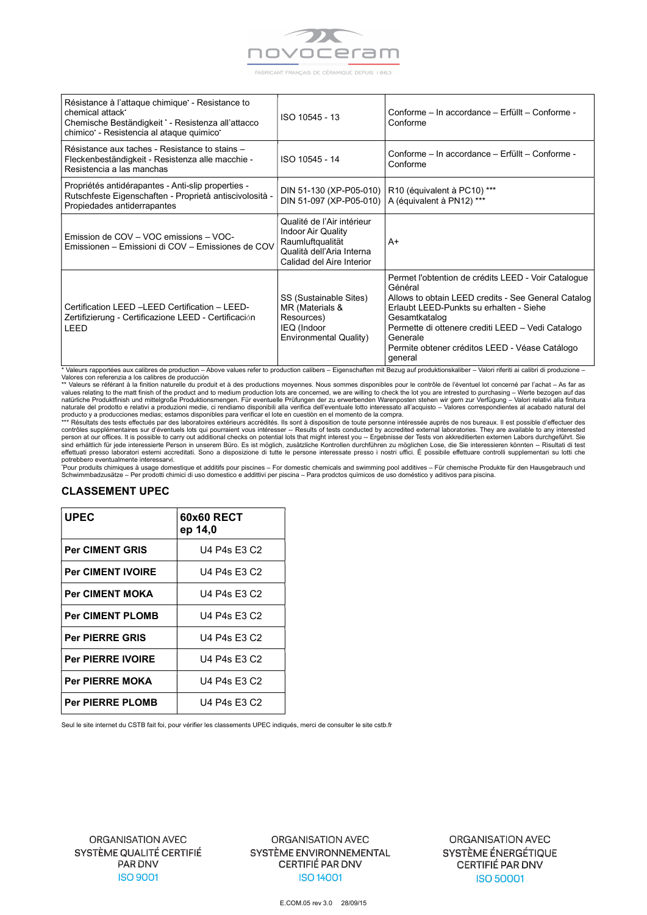| | | |
|---|---|---|
| Résistance à l'attaque chimique˙ - Resistance to chemical attack˙ Chemische Beständigkeit ˙ - Resistenza all'attacco chimico˙ - Resistencia al ataque quimico˙ | ISO 10545 - 13 | Conforme – In accordance – Erfüllt – Conforme - Conforme |
| Résistance aux taches - Resistance to stains – Fleckenbeständigkeit - Resistenza alle macchie - Resistencia a las manchas | ISO 10545 - 14 | Conforme – In accordance – Erfüllt – Conforme - Conforme |
| Propriétés antidérapantes - Anti-slip properties - Rutschfeste Eigenschaften - Proprietà antiscivolosità - Propiedades antiderrapantes | DIN 51-130 (XP-P05-010) DIN 51-097 (XP-P05-010) | R10 (équivalent à PC10) *** A (équivalent à PN12) *** |
| Emission de COV – VOC emissions – VOC-Emissionen – Emissioni di COV – Emissiones de COV | Qualité de l'Air intérieur Indoor Air Quality Raumluftqualität Qualità dell'Aria Interna Calidad del Aire Interior | A+ |
| Certification LEED –LEED Certification – LEED-Zertifizierung - Certificazione LEED - Certificación LEED | SS (Sustainable Sites) MR (Materials & Resources) IEQ (Indoor Environmental Quality) | Permet l'obtention de crédits LEED - Voir Catalogue Général Allows to obtain LEED credits - See General Catalog Erlaubt LEED-Punkts su erhalten - Siehe Gesamtkatalog Permette di ottenere crediti LEED – Vedi Catalogo Generale Permite obtener créditos LEED - Véase Catálogo general |

* Valeurs rapportées aux calibres de production – Above values refer to production calibers – Eigenschaften mit Bezug auf produktionskaliber – Valori riferiti ai calibri di produzione – Valores con referenzia a los calibres de producciòn

** Valeurs se référant à la finition naturelle du produit et à des productions moyennes. Nous sommes disponibles pour le contrôle de l'éventuel lot concerné par l'achat – As far as values relating to the matt finish of the product and to medium production lots are concerned, we are willing to check the lot you are intrested to purchasing – Werte bezogen auf das natürliche Produktfinish und mittelgroße Produktionsmengen. Für eventuelle Prüfungen der zu erwerbenden Warenposten stehen wir gern zur Verfügung – Valori relativi alla finitura naturale del prodotto e relativi a produzioni medie, ci rendiamo disponibili alla verifica dell'eventuale lotto interessato all'acquisto – Valores correspondientes al acabado natural del producto y a producciones medias; estamos disponibles para verificar el lote en cuestiòn en el momento de la compra.

*** Résultats des tests effectués par des laboratoires extérieurs accrédités. Ils sont à disposition de toute personne intéressée auprès de nos bureaux. Il est possible d'effectuer des contrôles supplémentaires sur d'éventuels lots qui pourraient vous intéresser -- Results of tests conducted by accredited external laboratories. They are available to any interested person at our offices. It is possible to carry out additional checks on potential lots that might interest you -- Ergebnisse der Tests von akkreditierten externen Labors durchgeführt. Sie sind erhältlich für jede interessierte Person in unserem Büro. Es ist möglich, zusätzliche Kontrollen durchführen zu möglichen Lose, die Sie interessieren könnten -- Risultati di test effettuati presso laboratori esterni accreditati. Sono a disposizione di tutte le persone interessate presso i nostri uffici. È possibile effettuare controlli supplementari su lotti che potrebbero eventualmente interessarvi.

˙Pour produits chimiques à usage domestique et additifs pour piscines – For domestic chemicals and swimming pool additives – Für chemische Produkte für den Hausgebrauch und Schwimmbadzusätze – Per prodotti chimici di uso domestico e addittivi per piscina – Para prodctos quimicos de uso doméstico y aditivos para piscina.

## CLASSEMENT UPEC

| UPEC | 60x60 RECT ep 14,0 |
|---|---|
| **Per CIMENT GRIS** | U4 P4s E3 C2 |
| **Per CIMENT IVOIRE** | U4 P4s E3 C2 |
| **Per CIMENT MOKA** | U4 P4s E3 C2 |
| **Per CIMENT PLOMB** | U4 P4s E3 C2 |
| **Per PIERRE GRIS** | U4 P4s E3 C2 |
| **Per PIERRE IVOIRE** | U4 P4s E3 C2 |
| **Per PIERRE MOKA** | U4 P4s E3 C2 |
| **Per PIERRE PLOMB** | U4 P4s E3 C2 |

Seul le site internet du CSTB fait foi, pour vérifier les classements UPEC indiqués, merci de consulter le site cstb.fr

ORGANISATION AVEC SYSTÈME QUALITÉ CERTIFIÉ PAR DNV ISO 9001

ORGANISATION AVEC SYSTÈME ENVIRONNEMENTAL CERTIFIÉ PAR DNV ISO 14001

ORGANISATION AVEC SYSTÈME ÉNERGÉTIQUE CERTIFIÉ PAR DNV ISO 50001

E.COM.05 rev 3.0 28/09/15